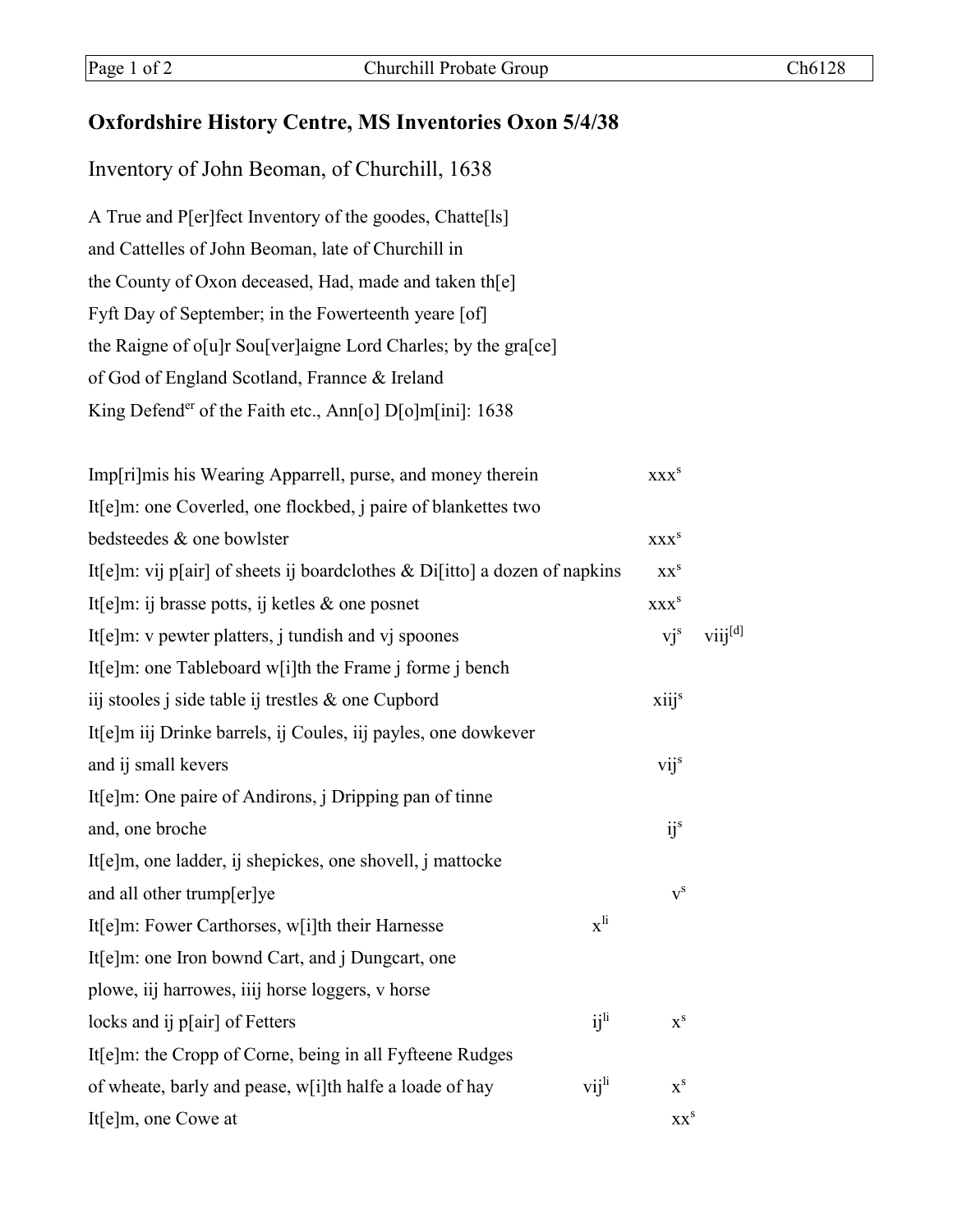# Oxfordshire History Centre, MS Inventories Oxon 5/4/38

## Inventory of John Beoman, of Churchill, 1638

A True and P[er]fect Inventory of the goodes, Chatte[ls]
and Cattelles of John Beoman, late of Churchill in
the County of Oxon deceased, Had, made and taken th[e]
Fyft Day of September; in the Fowerteenth yeare [of]
the Raigne of o[u]r Sou[ver]aigne Lord Charles; by the gra[ce]
of God of England Scotland, Frannce & Ireland
King Defend^er of the Faith etc., Ann[o] D[o]m[ini]: 1638

| | | | |
|---|---|---|---|
| Imp[ri]mis his Wearing Apparrell, purse, and money therein | | xxx^s | |
| It[e]m: one Coverled, one flockbed, j paire of blankettes two bedsteedes & one bowlster | | xxx^s | |
| It[e]m: vij p[air] of sheets ij boardclothes & Di[itto] a dozen of napkins | | xx^s | |
| It[e]m: ij brasse potts, ij ketles & one posnet | | xxx^s | |
| It[e]m: v pewter platters, j tundish and vj spoones | | vj^s | viij[d] |
| It[e]m: one Tableboard w[i]th the Frame j forme j bench iij stooles j side table ij trestles & one Cupbord | | xiij^s | |
| It[e]m iij Drinke barrels, ij Coules, iij payles, one dowkever and ij small kevers | | vij^s | |
| It[e]m: One paire of Andirons, j Dripping pan of tinne and, one broche | | ij^s | |
| It[e]m, one ladder, ij shepickes, one shovell, j mattocke and all other trump[er]ye | | v^s | |
| It[e]m: Fower Carthorses, w[i]th their Harnesse | x^li | | |
| It[e]m: one Iron bownd Cart, and j Dungcart, one plowe, iij harrowes, iiij horse loggers, v horse locks and ij p[air] of Fetters | ij^li | x^s | |
| It[e]m: the Cropp of Corne, being in all Fyfteene Rudges of wheate, barly and pease, w[i]th halfe a loade of hay | vij^li | x^s | |
| It[e]m, one Cowe at | | xx^s | |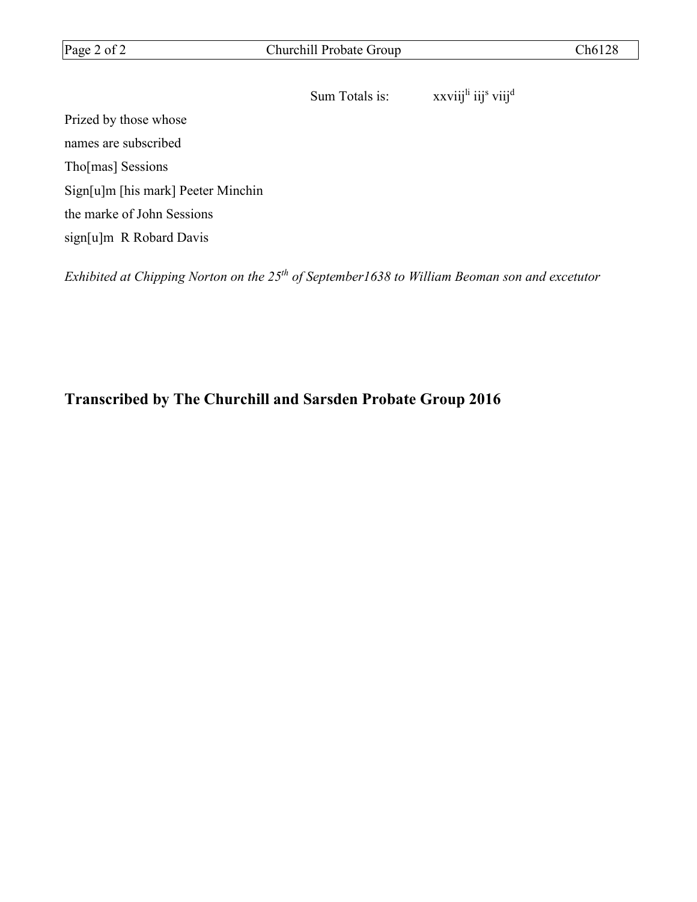Sum Totals is: xxviij[li] iij[s] viij[d]

Prized by those whose

names are subscribed

Tho[mas] Sessions

Sign[u]m [his mark] Peeter Minchin

the marke of John Sessions

sign[u]m R Robard Davis

*Exhibited at Chipping Norton on the 25th of September1638 to William Beoman son and excetutor*

**Transcribed by The Churchill and Sarsden Probate Group 2016**